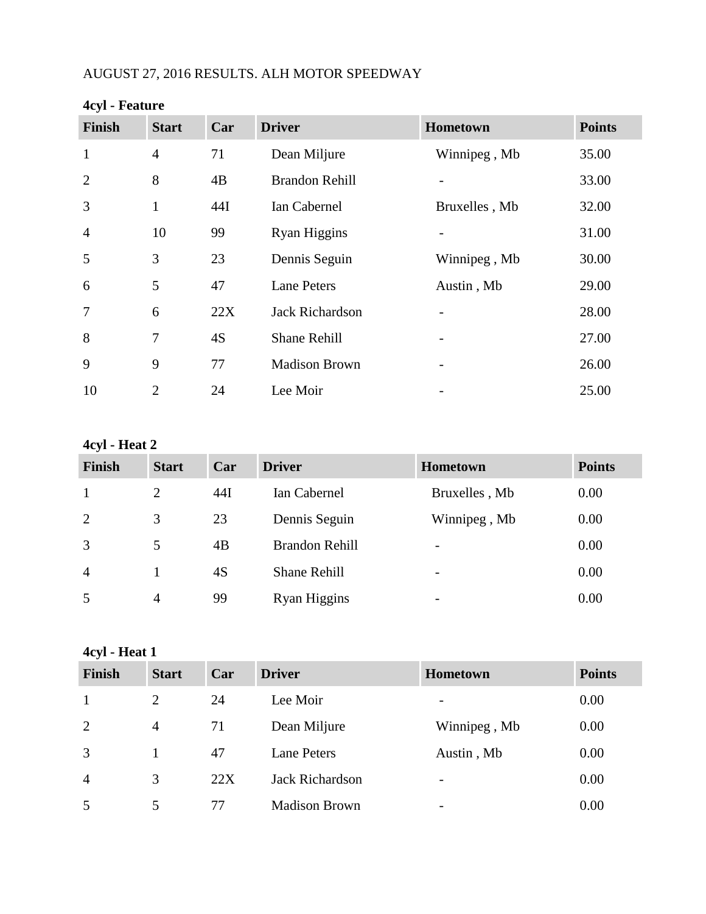AUGUST 27, 2016 RESULTS. ALH MOTOR SPEEDWAY

**4cyl - Feature**

| Finish | Start | Car | Driver | Hometown | Points |
|---|---|---|---|---|---|
| 1 | 4 | 71 | Dean Miljure | Winnipeg , Mb | 35.00 |
| 2 | 8 | 4B | Brandon Rehill | - | 33.00 |
| 3 | 1 | 44I | Ian Cabernel | Bruxelles , Mb | 32.00 |
| 4 | 10 | 99 | Ryan Higgins | - | 31.00 |
| 5 | 3 | 23 | Dennis Seguin | Winnipeg , Mb | 30.00 |
| 6 | 5 | 47 | Lane Peters | Austin , Mb | 29.00 |
| 7 | 6 | 22X | Jack Richardson | - | 28.00 |
| 8 | 7 | 4S | Shane Rehill | - | 27.00 |
| 9 | 9 | 77 | Madison Brown | - | 26.00 |
| 10 | 2 | 24 | Lee Moir | - | 25.00 |

**4cyl - Heat 2**

| Finish | Start | Car | Driver | Hometown | Points |
|---|---|---|---|---|---|
| 1 | 2 | 44I | Ian Cabernel | Bruxelles , Mb | 0.00 |
| 2 | 3 | 23 | Dennis Seguin | Winnipeg , Mb | 0.00 |
| 3 | 5 | 4B | Brandon Rehill | - | 0.00 |
| 4 | 1 | 4S | Shane Rehill | - | 0.00 |
| 5 | 4 | 99 | Ryan Higgins | - | 0.00 |

**4cyl - Heat 1**

| Finish | Start | Car | Driver | Hometown | Points |
|---|---|---|---|---|---|
| 1 | 2 | 24 | Lee Moir | - | 0.00 |
| 2 | 4 | 71 | Dean Miljure | Winnipeg , Mb | 0.00 |
| 3 | 1 | 47 | Lane Peters | Austin , Mb | 0.00 |
| 4 | 3 | 22X | Jack Richardson | - | 0.00 |
| 5 | 5 | 77 | Madison Brown | - | 0.00 |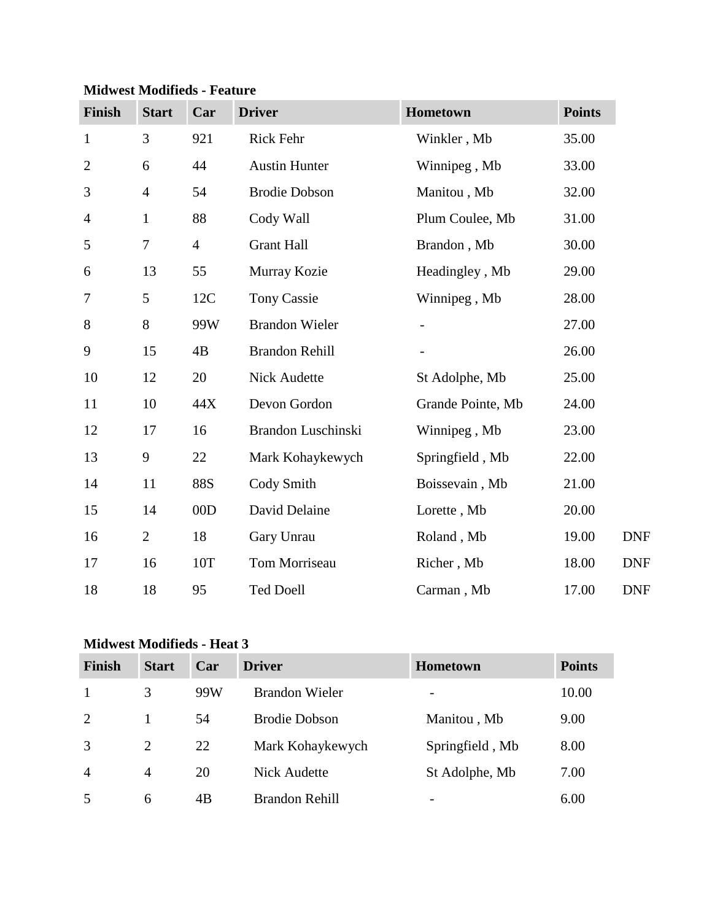**Midwest Modifieds - Feature**

| Finish | Start | Car | Driver | Hometown | Points | |
|---|---|---|---|---|---|---|
| 1 | 3 | 921 | Rick Fehr | Winkler , Mb | 35.00 | |
| 2 | 6 | 44 | Austin Hunter | Winnipeg , Mb | 33.00 | |
| 3 | 4 | 54 | Brodie Dobson | Manitou , Mb | 32.00 | |
| 4 | 1 | 88 | Cody Wall | Plum Coulee, Mb | 31.00 | |
| 5 | 7 | 4 | Grant Hall | Brandon , Mb | 30.00 | |
| 6 | 13 | 55 | Murray Kozie | Headingley , Mb | 29.00 | |
| 7 | 5 | 12C | Tony Cassie | Winnipeg , Mb | 28.00 | |
| 8 | 8 | 99W | Brandon Wieler | - | 27.00 | |
| 9 | 15 | 4B | Brandon Rehill | - | 26.00 | |
| 10 | 12 | 20 | Nick Audette | St Adolphe, Mb | 25.00 | |
| 11 | 10 | 44X | Devon Gordon | Grande Pointe, Mb | 24.00 | |
| 12 | 17 | 16 | Brandon Luschinski | Winnipeg , Mb | 23.00 | |
| 13 | 9 | 22 | Mark Kohaykewych | Springfield , Mb | 22.00 | |
| 14 | 11 | 88S | Cody Smith | Boissevain , Mb | 21.00 | |
| 15 | 14 | 00D | David Delaine | Lorette , Mb | 20.00 | |
| 16 | 2 | 18 | Gary Unrau | Roland , Mb | 19.00 | DNF |
| 17 | 16 | 10T | Tom Morriseau | Richer , Mb | 18.00 | DNF |
| 18 | 18 | 95 | Ted Doell | Carman , Mb | 17.00 | DNF |

**Midwest Modifieds - Heat 3**

| Finish | Start | Car | Driver | Hometown | Points |
|---|---|---|---|---|---|
| 1 | 3 | 99W | Brandon Wieler | - | 10.00 |
| 2 | 1 | 54 | Brodie Dobson | Manitou , Mb | 9.00 |
| 3 | 2 | 22 | Mark Kohaykewych | Springfield , Mb | 8.00 |
| 4 | 4 | 20 | Nick Audette | St Adolphe, Mb | 7.00 |
| 5 | 6 | 4B | Brandon Rehill | - | 6.00 |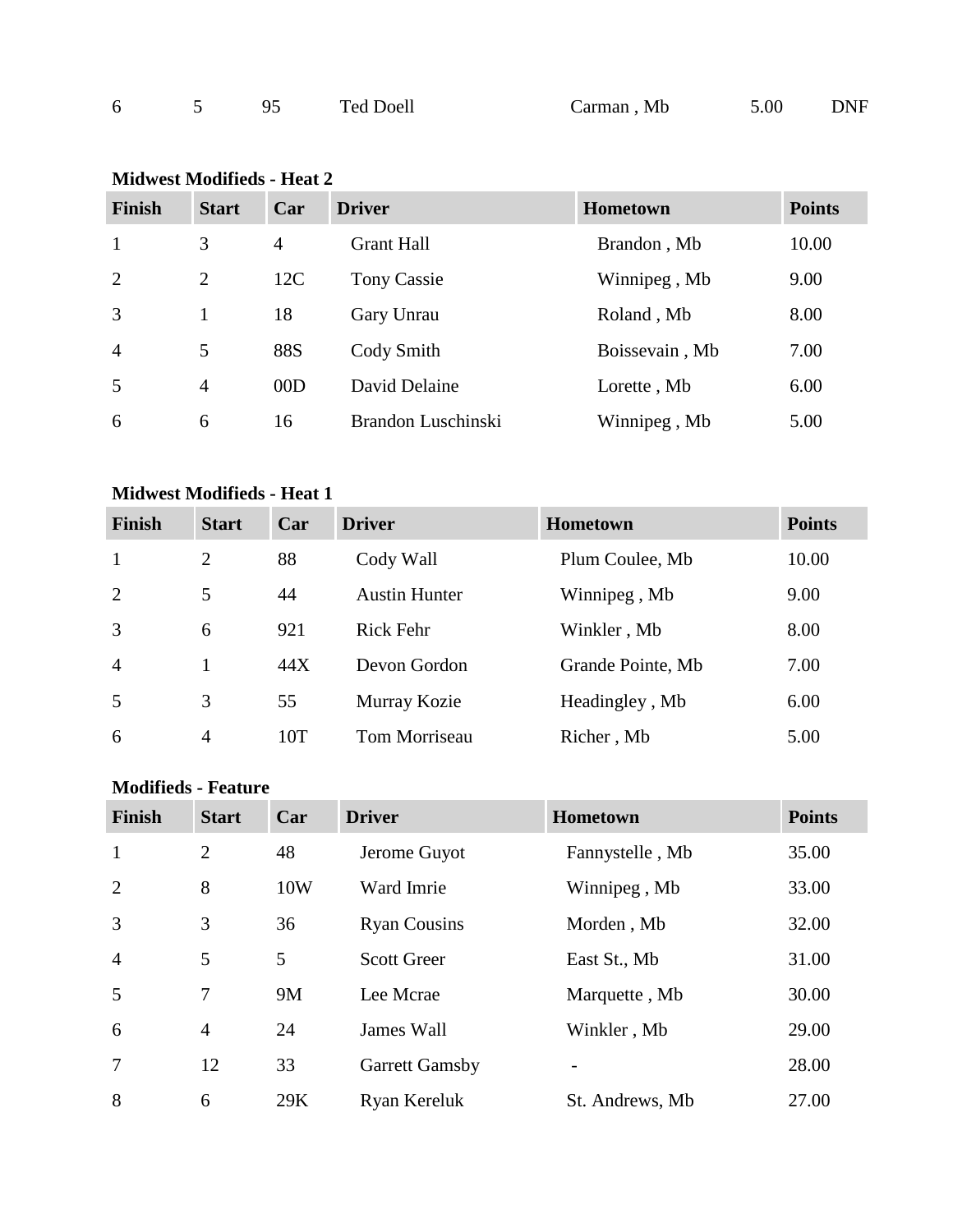| 6 | 5 | 95 | Ted Doell | Carman , Mb | 5.00 | DNF |
|---|---|---|---|---|---|---|

**Midwest Modifieds - Heat 2**

| Finish | Start | Car | Driver | Hometown | Points |
|---|---|---|---|---|---|
| 1 | 3 | 4 | Grant Hall | Brandon , Mb | 10.00 |
| 2 | 2 | 12C | Tony Cassie | Winnipeg , Mb | 9.00 |
| 3 | 1 | 18 | Gary Unrau | Roland , Mb | 8.00 |
| 4 | 5 | 88S | Cody Smith | Boissevain , Mb | 7.00 |
| 5 | 4 | 00D | David Delaine | Lorette , Mb | 6.00 |
| 6 | 6 | 16 | Brandon Luschinski | Winnipeg , Mb | 5.00 |

**Midwest Modifieds - Heat 1**

| Finish | Start | Car | Driver | Hometown | Points |
|---|---|---|---|---|---|
| 1 | 2 | 88 | Cody Wall | Plum Coulee, Mb | 10.00 |
| 2 | 5 | 44 | Austin Hunter | Winnipeg , Mb | 9.00 |
| 3 | 6 | 921 | Rick Fehr | Winkler , Mb | 8.00 |
| 4 | 1 | 44X | Devon Gordon | Grande Pointe, Mb | 7.00 |
| 5 | 3 | 55 | Murray Kozie | Headingley , Mb | 6.00 |
| 6 | 4 | 10T | Tom Morriseau | Richer , Mb | 5.00 |

**Modifieds - Feature**

| Finish | Start | Car | Driver | Hometown | Points |
|---|---|---|---|---|---|
| 1 | 2 | 48 | Jerome Guyot | Fannystelle , Mb | 35.00 |
| 2 | 8 | 10W | Ward Imrie | Winnipeg , Mb | 33.00 |
| 3 | 3 | 36 | Ryan Cousins | Morden , Mb | 32.00 |
| 4 | 5 | 5 | Scott Greer | East St., Mb | 31.00 |
| 5 | 7 | 9M | Lee Mcrae | Marquette , Mb | 30.00 |
| 6 | 4 | 24 | James Wall | Winkler , Mb | 29.00 |
| 7 | 12 | 33 | Garrett Gamsby | - | 28.00 |
| 8 | 6 | 29K | Ryan Kereluk | St. Andrews, Mb | 27.00 |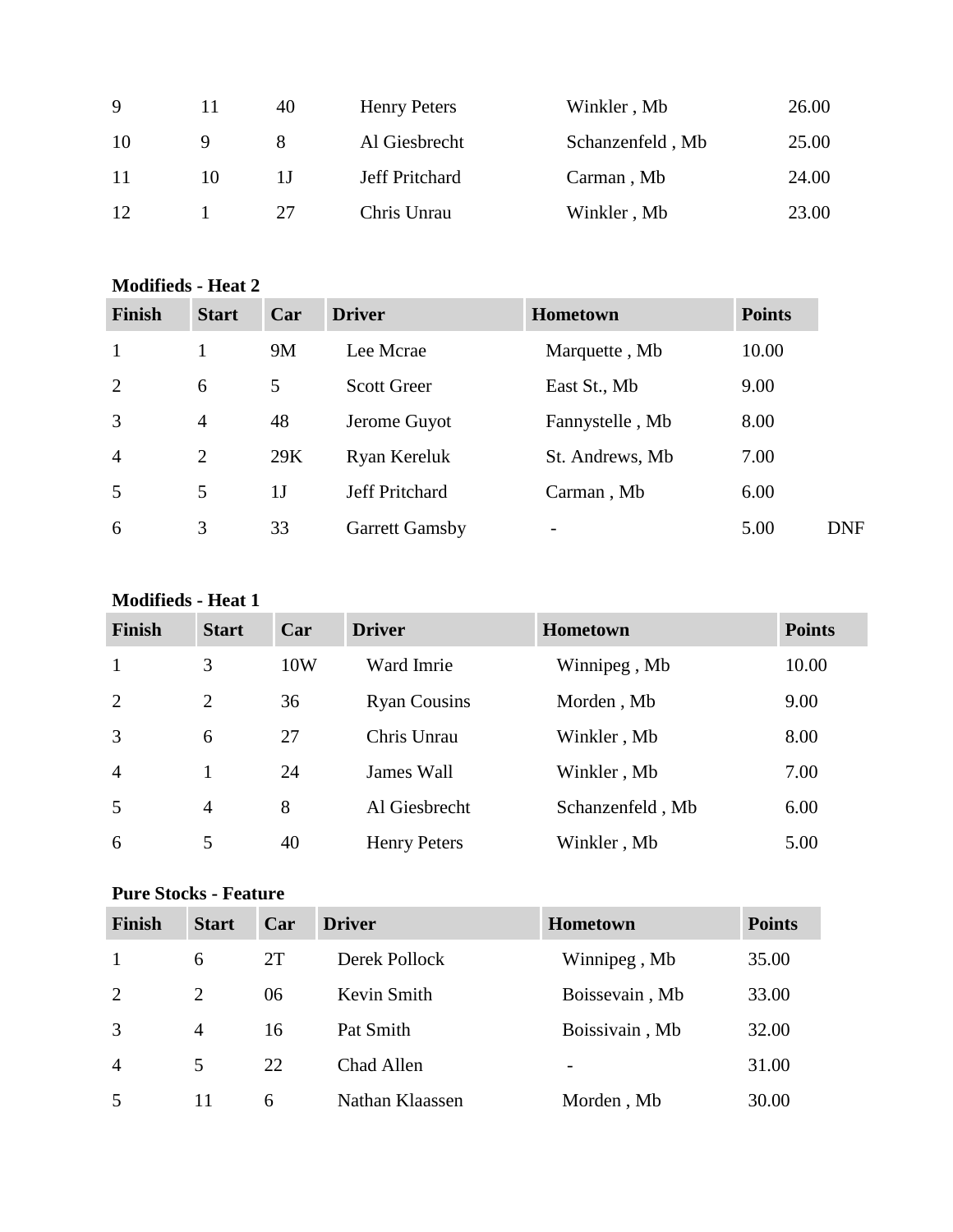| | | | | | |
|---|---|---|---|---|---|
| 9 | 11 | 40 | Henry Peters | Winkler , Mb | 26.00 |
| 10 | 9 | 8 | Al Giesbrecht | Schanzenfeld , Mb | 25.00 |
| 11 | 10 | 1J | Jeff Pritchard | Carman , Mb | 24.00 |
| 12 | 1 | 27 | Chris Unrau | Winkler , Mb | 23.00 |

**Modifieds - Heat 2**

| Finish | Start | Car | Driver | Hometown | Points | |
|---|---|---|---|---|---|---|
| 1 | 1 | 9M | Lee Mcrae | Marquette , Mb | 10.00 | |
| 2 | 6 | 5 | Scott Greer | East St., Mb | 9.00 | |
| 3 | 4 | 48 | Jerome Guyot | Fannystelle , Mb | 8.00 | |
| 4 | 2 | 29K | Ryan Kereluk | St. Andrews, Mb | 7.00 | |
| 5 | 5 | 1J | Jeff Pritchard | Carman , Mb | 6.00 | |
| 6 | 3 | 33 | Garrett Gamsby | - | 5.00 | DNF |

**Modifieds - Heat 1**

| Finish | Start | Car | Driver | Hometown | Points |
|---|---|---|---|---|---|
| 1 | 3 | 10W | Ward Imrie | Winnipeg , Mb | 10.00 |
| 2 | 2 | 36 | Ryan Cousins | Morden , Mb | 9.00 |
| 3 | 6 | 27 | Chris Unrau | Winkler , Mb | 8.00 |
| 4 | 1 | 24 | James Wall | Winkler , Mb | 7.00 |
| 5 | 4 | 8 | Al Giesbrecht | Schanzenfeld , Mb | 6.00 |
| 6 | 5 | 40 | Henry Peters | Winkler , Mb | 5.00 |

**Pure Stocks - Feature**

| Finish | Start | Car | Driver | Hometown | Points |
|---|---|---|---|---|---|
| 1 | 6 | 2T | Derek Pollock | Winnipeg , Mb | 35.00 |
| 2 | 2 | 06 | Kevin Smith | Boissevain , Mb | 33.00 |
| 3 | 4 | 16 | Pat Smith | Boissivain , Mb | 32.00 |
| 4 | 5 | 22 | Chad Allen | - | 31.00 |
| 5 | 11 | 6 | Nathan Klaassen | Morden , Mb | 30.00 |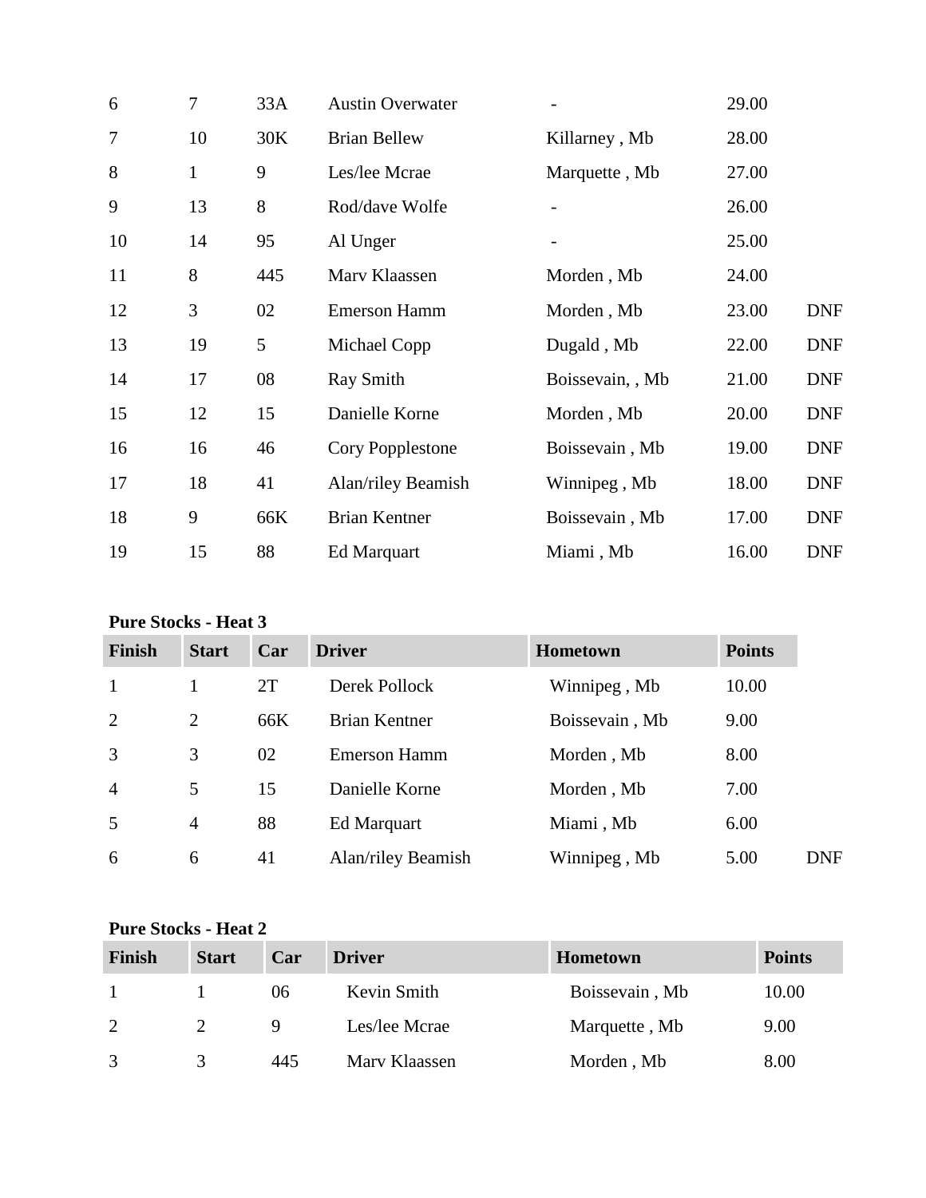| | | | | | | |
|---|---|---|---|---|---|---|
| 6 | 7 | 33A | Austin Overwater | - | 29.00 | |
| 7 | 10 | 30K | Brian Bellew | Killarney , Mb | 28.00 | |
| 8 | 1 | 9 | Les/lee Mcrae | Marquette , Mb | 27.00 | |
| 9 | 13 | 8 | Rod/dave Wolfe | - | 26.00 | |
| 10 | 14 | 95 | Al Unger | - | 25.00 | |
| 11 | 8 | 445 | Marv Klaassen | Morden , Mb | 24.00 | |
| 12 | 3 | 02 | Emerson Hamm | Morden , Mb | 23.00 | DNF |
| 13 | 19 | 5 | Michael Copp | Dugald , Mb | 22.00 | DNF |
| 14 | 17 | 08 | Ray Smith | Boissevain, , Mb | 21.00 | DNF |
| 15 | 12 | 15 | Danielle Korne | Morden , Mb | 20.00 | DNF |
| 16 | 16 | 46 | Cory Popplestone | Boissevain , Mb | 19.00 | DNF |
| 17 | 18 | 41 | Alan/riley Beamish | Winnipeg , Mb | 18.00 | DNF |
| 18 | 9 | 66K | Brian Kentner | Boissevain , Mb | 17.00 | DNF |
| 19 | 15 | 88 | Ed Marquart | Miami , Mb | 16.00 | DNF |

**Pure Stocks - Heat 3**

| Finish | Start | Car | Driver | Hometown | Points | |
|---|---|---|---|---|---|---|
| 1 | 1 | 2T | Derek Pollock | Winnipeg , Mb | 10.00 | |
| 2 | 2 | 66K | Brian Kentner | Boissevain , Mb | 9.00 | |
| 3 | 3 | 02 | Emerson Hamm | Morden , Mb | 8.00 | |
| 4 | 5 | 15 | Danielle Korne | Morden , Mb | 7.00 | |
| 5 | 4 | 88 | Ed Marquart | Miami , Mb | 6.00 | |
| 6 | 6 | 41 | Alan/riley Beamish | Winnipeg , Mb | 5.00 | DNF |

**Pure Stocks - Heat 2**

| Finish | Start | Car | Driver | Hometown | Points |
|---|---|---|---|---|---|
| 1 | 1 | 06 | Kevin Smith | Boissevain , Mb | 10.00 |
| 2 | 2 | 9 | Les/lee Mcrae | Marquette , Mb | 9.00 |
| 3 | 3 | 445 | Marv Klaassen | Morden , Mb | 8.00 |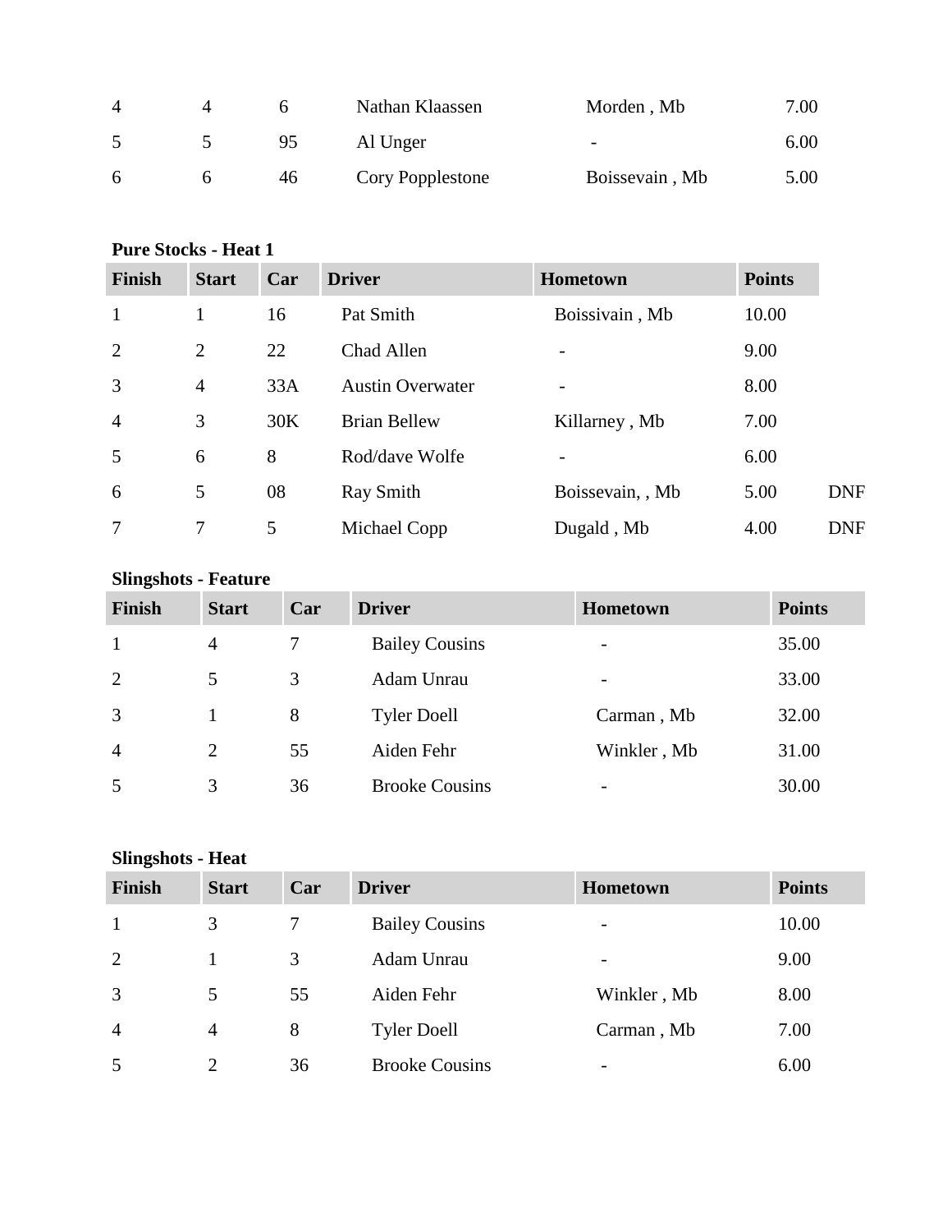| | | | | | |
|---|---|---|---|---|---|
| 4 | 4 | 6 | Nathan Klaassen | Morden , Mb | 7.00 |
| 5 | 5 | 95 | Al Unger | - | 6.00 |
| 6 | 6 | 46 | Cory Popplestone | Boissevain , Mb | 5.00 |

**Pure Stocks - Heat 1**

| Finish | Start | Car | Driver | Hometown | Points | |
|---|---|---|---|---|---|---|
| 1 | 1 | 16 | Pat Smith | Boissivain , Mb | 10.00 | |
| 2 | 2 | 22 | Chad Allen | - | 9.00 | |
| 3 | 4 | 33A | Austin Overwater | - | 8.00 | |
| 4 | 3 | 30K | Brian Bellew | Killarney , Mb | 7.00 | |
| 5 | 6 | 8 | Rod/dave Wolfe | - | 6.00 | |
| 6 | 5 | 08 | Ray Smith | Boissevain, , Mb | 5.00 | DNF |
| 7 | 7 | 5 | Michael Copp | Dugald , Mb | 4.00 | DNF |

**Slingshots - Feature**

| Finish | Start | Car | Driver | Hometown | Points |
|---|---|---|---|---|---|
| 1 | 4 | 7 | Bailey Cousins | - | 35.00 |
| 2 | 5 | 3 | Adam Unrau | - | 33.00 |
| 3 | 1 | 8 | Tyler Doell | Carman , Mb | 32.00 |
| 4 | 2 | 55 | Aiden Fehr | Winkler , Mb | 31.00 |
| 5 | 3 | 36 | Brooke Cousins | - | 30.00 |

**Slingshots - Heat**

| Finish | Start | Car | Driver | Hometown | Points |
|---|---|---|---|---|---|
| 1 | 3 | 7 | Bailey Cousins | - | 10.00 |
| 2 | 1 | 3 | Adam Unrau | - | 9.00 |
| 3 | 5 | 55 | Aiden Fehr | Winkler , Mb | 8.00 |
| 4 | 4 | 8 | Tyler Doell | Carman , Mb | 7.00 |
| 5 | 2 | 36 | Brooke Cousins | - | 6.00 |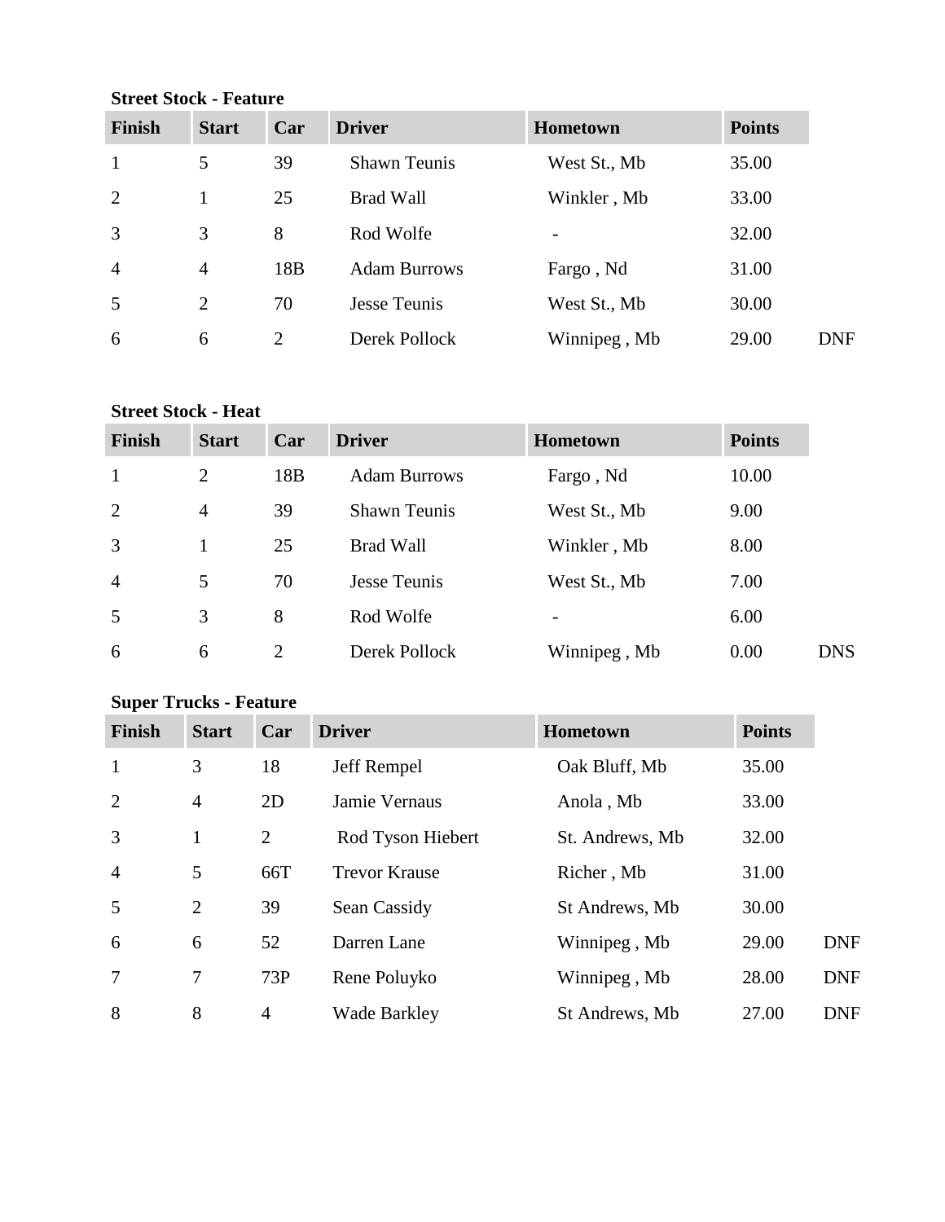**Street Stock - Feature**

| Finish | Start | Car | Driver | Hometown | Points | |
|---|---|---|---|---|---|---|
| 1 | 5 | 39 | Shawn Teunis | West St., Mb | 35.00 | |
| 2 | 1 | 25 | Brad Wall | Winkler , Mb | 33.00 | |
| 3 | 3 | 8 | Rod Wolfe | - | 32.00 | |
| 4 | 4 | 18B | Adam Burrows | Fargo , Nd | 31.00 | |
| 5 | 2 | 70 | Jesse Teunis | West St., Mb | 30.00 | |
| 6 | 6 | 2 | Derek Pollock | Winnipeg , Mb | 29.00 | DNF |

**Street Stock - Heat**

| Finish | Start | Car | Driver | Hometown | Points | |
|---|---|---|---|---|---|---|
| 1 | 2 | 18B | Adam Burrows | Fargo , Nd | 10.00 | |
| 2 | 4 | 39 | Shawn Teunis | West St., Mb | 9.00 | |
| 3 | 1 | 25 | Brad Wall | Winkler , Mb | 8.00 | |
| 4 | 5 | 70 | Jesse Teunis | West St., Mb | 7.00 | |
| 5 | 3 | 8 | Rod Wolfe | - | 6.00 | |
| 6 | 6 | 2 | Derek Pollock | Winnipeg , Mb | 0.00 | DNS |

**Super Trucks - Feature**

| Finish | Start | Car | Driver | Hometown | Points | |
|---|---|---|---|---|---|---|
| 1 | 3 | 18 | Jeff Rempel | Oak Bluff, Mb | 35.00 | |
| 2 | 4 | 2D | Jamie Vernaus | Anola , Mb | 33.00 | |
| 3 | 1 | 2 | Rod Tyson Hiebert | St. Andrews, Mb | 32.00 | |
| 4 | 5 | 66T | Trevor Krause | Richer , Mb | 31.00 | |
| 5 | 2 | 39 | Sean Cassidy | St Andrews, Mb | 30.00 | |
| 6 | 6 | 52 | Darren Lane | Winnipeg , Mb | 29.00 | DNF |
| 7 | 7 | 73P | Rene Poluyko | Winnipeg , Mb | 28.00 | DNF |
| 8 | 8 | 4 | Wade Barkley | St Andrews, Mb | 27.00 | DNF |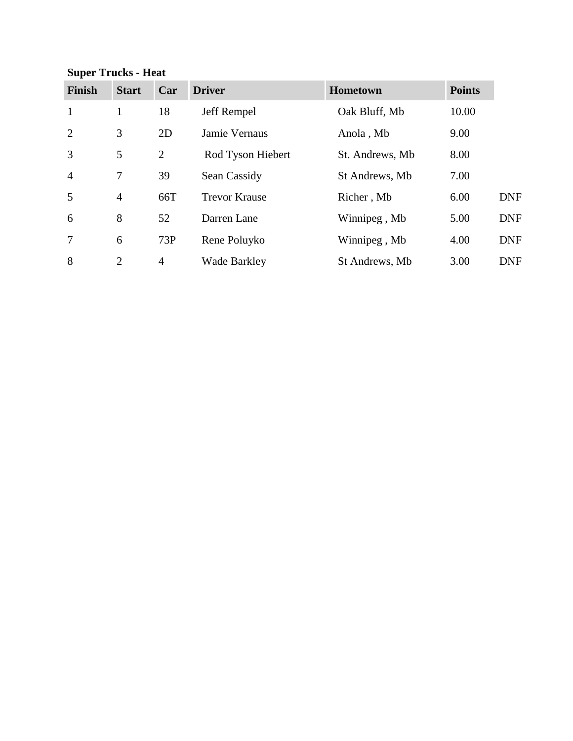**Super Trucks - Heat**

| Finish | Start | Car | Driver | Hometown | Points | |
|---|---|---|---|---|---|---|
| 1 | 1 | 18 | Jeff Rempel | Oak Bluff, Mb | 10.00 | |
| 2 | 3 | 2D | Jamie Vernaus | Anola , Mb | 9.00 | |
| 3 | 5 | 2 | Rod Tyson Hiebert | St. Andrews, Mb | 8.00 | |
| 4 | 7 | 39 | Sean Cassidy | St Andrews, Mb | 7.00 | |
| 5 | 4 | 66T | Trevor Krause | Richer , Mb | 6.00 | DNF |
| 6 | 8 | 52 | Darren Lane | Winnipeg , Mb | 5.00 | DNF |
| 7 | 6 | 73P | Rene Poluyko | Winnipeg , Mb | 4.00 | DNF |
| 8 | 2 | 4 | Wade Barkley | St Andrews, Mb | 3.00 | DNF |